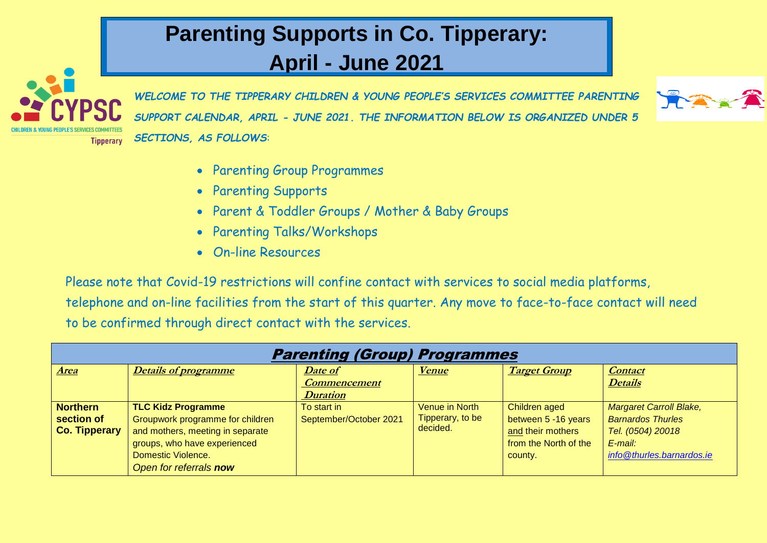# Parenting Supports in Co. Tipperary: April - June 2021

***WELCOME TO THE TIPPERARY CHILDREN & YOUNG PEOPLE'S SERVICES COMMITTEE PARENTING SUPPORT CALENDAR, APRIL - JUNE 2021. THE INFORMATION BELOW IS ORGANIZED UNDER 5 SECTIONS, AS FOLLOWS:***

- Parenting Group Programmes
- Parenting Supports
- Parent & Toddler Groups / Mother & Baby Groups
- Parenting Talks/Workshops
- On-line Resources

Please note that Covid-19 restrictions will confine contact with services to social media platforms, telephone and on-line facilities from the start of this quarter. Any move to face-to-face contact will need to be confirmed through direct contact with the services.

## Parenting (Group) Programmes

| Area | Details of programme | Date of Commencement Duration | Venue | Target Group | Contact Details |
|---|---|---|---|---|---|
| **Northern section of Co. Tipperary** | **TLC Kidz Programme** Groupwork programme for children and mothers, meeting in separate groups, who have experienced Domestic Violence. *Open for referrals **now*** | To start in September/October 2021 | Venue in North Tipperary, to be decided. | Children aged between 5 -16 years and their mothers from the North of the county. | *Margaret Carroll Blake, Barnardos Thurles Tel. (0504) 20018 E-mail: info@thurles.barnardos.ie* |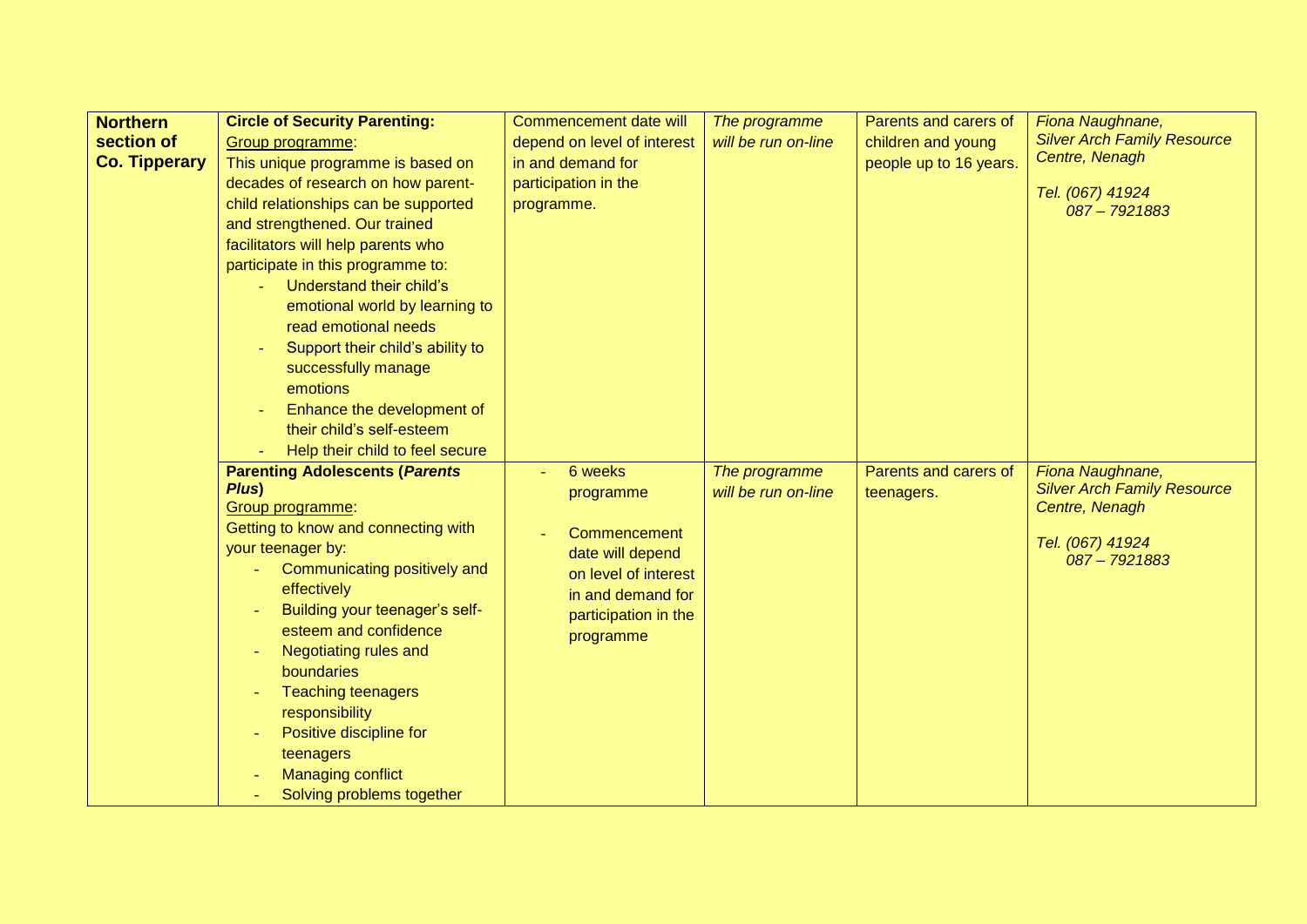| | | | | | |
|---|---|---|---|---|---|
| **Northern section of Co. Tipperary** | **Circle of Security Parenting:**<br>Group programme:<br>This unique programme is based on decades of research on how parent-child relationships can be supported and strengthened. Our trained facilitators will help parents who participate in this programme to:<br>- Understand their child's emotional world by learning to read emotional needs<br>- Support their child's ability to successfully manage emotions<br>- Enhance the development of their child's self-esteem<br>- Help their child to feel secure | Commencement date will depend on level of interest in and demand for participation in the programme. | *The programme will be run on-line* | Parents and carers of children and young people up to 16 years. | *Fiona Naughnane, Silver Arch Family Resource Centre, Nenagh*<br><br>*Tel. (067) 41924*<br>*087 – 7921883* |
| | **Parenting Adolescents (*Parents Plus*)**<br>Group programme:<br>Getting to know and connecting with your teenager by:<br>- Communicating positively and effectively<br>- Building your teenager's self-esteem and confidence<br>- Negotiating rules and boundaries<br>- Teaching teenagers responsibility<br>- Positive discipline for teenagers<br>- Managing conflict<br>- Solving problems together | - 6 weeks programme<br>- Commencement date will depend on level of interest in and demand for participation in the programme | *The programme will be run on-line* | Parents and carers of teenagers. | *Fiona Naughnane, Silver Arch Family Resource Centre, Nenagh*<br><br>*Tel. (067) 41924*<br>*087 – 7921883* |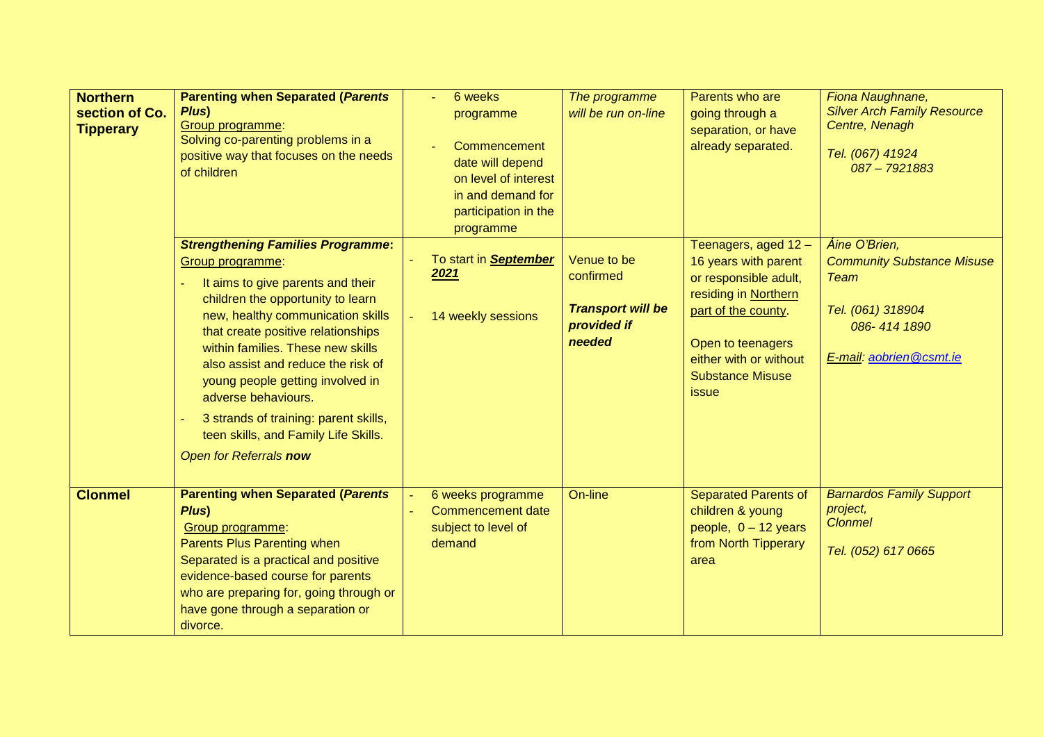| | | | | | |
|---|---|---|---|---|---|
| **Northern section of Co. Tipperary** | **Parenting when Separated (*Parents Plus*)**<br>Group programme:<br>Solving co-parenting problems in a positive way that focuses on the needs of children | - 6 weeks programme<br>- Commencement date will depend on level of interest in and demand for participation in the programme | *The programme will be run on-line* | Parents who are going through a separation, or have already separated. | *Fiona Naughnane, Silver Arch Family Resource Centre, Nenagh*<br>*Tel. (067) 41924*<br>*087 – 7921883* |
| | ***Strengthening Families Programme*:**<br>Group programme:<br>- It aims to give parents and their children the opportunity to learn new, healthy communication skills that create positive relationships within families. These new skills also assist and reduce the risk of young people getting involved in adverse behaviours.<br>- 3 strands of training: parent skills, teen skills, and Family Life Skills.<br>*Open for Referrals **now*** | - To start in ***September 2021***<br>- 14 weekly sessions | Venue to be confirmed<br>***Transport will be provided if needed*** | Teenagers, aged 12 – 16 years with parent or responsible adult, residing in Northern part of the county.<br>Open to teenagers either with or without Substance Misuse issue | *Áine O'Brien, Community Substance Misuse Team*<br>*Tel. (061) 318904*<br>*086- 414 1890*<br>*E-mail: aobrien@csmt.ie* |
| **Clonmel** | **Parenting when Separated (*Parents Plus*)**<br>Group programme:<br>Parents Plus Parenting when Separated is a practical and positive evidence-based course for parents who are preparing for, going through or have gone through a separation or divorce. | - 6 weeks programme<br>- Commencement date subject to level of demand | On-line | Separated Parents of children & young people, 0 – 12 years from North Tipperary area | *Barnardos Family Support project, Clonmel*<br>*Tel. (052) 617 0665* |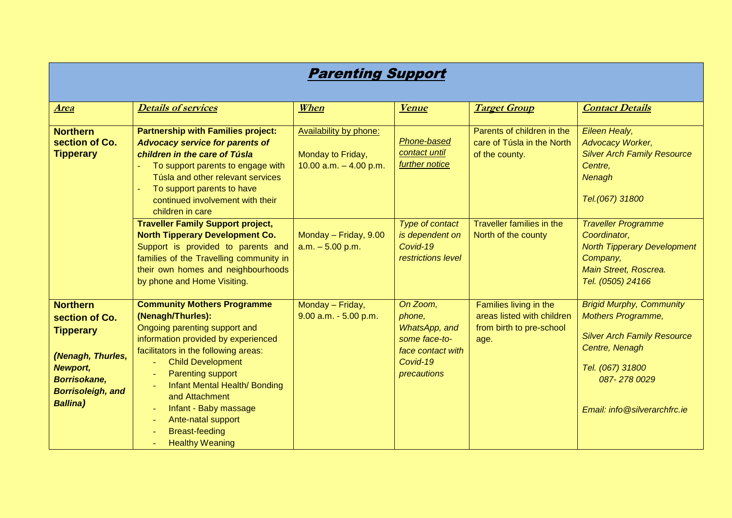## Parenting Support

| Area | Details of services | When | Venue | Target Group | Contact Details |
|---|---|---|---|---|---|
| **Northern section of Co. Tipperary** | **Partnership with Families project:** ***Advocacy service for parents of children in the care of Túsla*** <br>- To support parents to engage with Túsla and other relevant services <br>- To support parents to have continued involvement with their children in care | Availability by phone: <br>Monday to Friday, 10.00 a.m. – 4.00 p.m. | *Phone-based contact until further notice* | Parents of children in the care of Túsla in the North of the county. | *Eileen Healy, Advocacy Worker, Silver Arch Family Resource Centre, Nenagh* <br>*Tel.(067) 31800* |
| | **Traveller Family Support project, North Tipperary Development Co.** <br>Support is provided to parents and families of the Travelling community in their own homes and neighbourhoods by phone and Home Visiting. | Monday – Friday, 9.00 a.m. – 5.00 p.m. | *Type of contact is dependent on Covid-19 restrictions level* | Traveller families in the North of the county | *Traveller Programme Coordinator, North Tipperary Development Company, Main Street, Roscrea. Tel. (0505) 24166* |
| **Northern section of Co. Tipperary** <br>***(Nenagh, Thurles, Newport, Borrisokane, Borrisoleigh, and Ballina)*** | **Community Mothers Programme (Nenagh/Thurles):** <br>Ongoing parenting support and information provided by experienced facilitators in the following areas: <br>- Child Development <br>- Parenting support <br>- Infant Mental Health/ Bonding and Attachment <br>- Infant - Baby massage <br>- Ante-natal support <br>- Breast-feeding <br>- Healthy Weaning | Monday – Friday, 9.00 a.m. - 5.00 p.m. | *On Zoom, phone, WhatsApp, and some face-to-face contact with Covid-19 precautions* | Families living in the areas listed with children from birth to pre-school age. | *Brigid Murphy, Community Mothers Programme,* <br>*Silver Arch Family Resource Centre, Nenagh* <br>*Tel. (067) 31800 087- 278 0029* <br>*Email: info@silverarchfrc.ie* |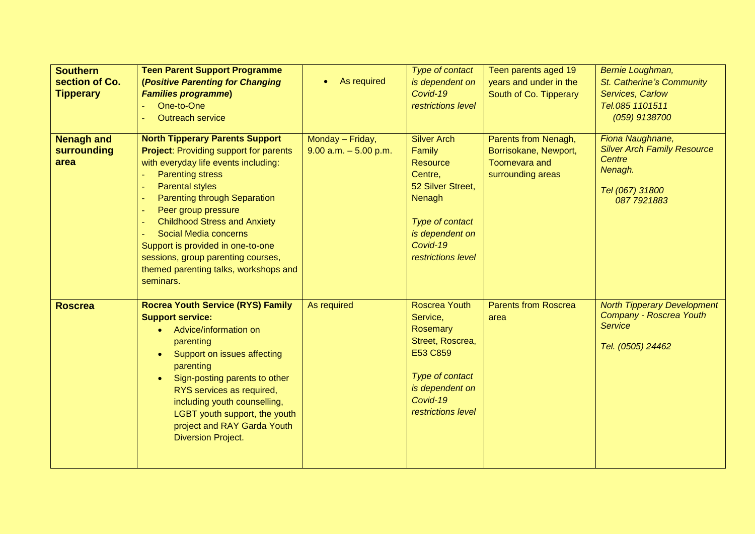| | | | | | |
|---|---|---|---|---|---|
| **Southern section of Co. Tipperary** | **Teen Parent Support Programme (*Positive Parenting for Changing Families programme*)**<br>- One-to-One<br>- Outreach service | • As required | *Type of contact is dependent on Covid-19 restrictions level* | Teen parents aged 19 years and under in the South of Co. Tipperary | *Bernie Loughman, St. Catherine's Community Services, Carlow Tel.085 1101511 (059) 9138700* |
| **Nenagh and surrounding area** | **North Tipperary Parents Support Project**: Providing support for parents with everyday life events including:<br>- Parenting stress<br>- Parental styles<br>- Parenting through Separation<br>- Peer group pressure<br>- Childhood Stress and Anxiety<br>- Social Media concerns<br>Support is provided in one-to-one sessions, group parenting courses, themed parenting talks, workshops and seminars. | Monday – Friday, 9.00 a.m. – 5.00 p.m. | Silver Arch Family Resource Centre, 52 Silver Street, Nenagh<br><br>*Type of contact is dependent on Covid-19 restrictions level* | Parents from Nenagh, Borrisokane, Newport, Toomevara and surrounding areas | *Fiona Naughnane, Silver Arch Family Resource Centre Nenagh.*<br><br>*Tel (067) 31800 087 7921883* |
| **Roscrea** | **Rocrea Youth Service (RYS) Family Support service:**<br>• Advice/information on parenting<br>• Support on issues affecting parenting<br>• Sign-posting parents to other RYS services as required, including youth counselling, LGBT youth support, the youth project and RAY Garda Youth Diversion Project. | As required | Roscrea Youth Service, Rosemary Street, Roscrea, E53 C859<br><br>*Type of contact is dependent on Covid-19 restrictions level* | Parents from Roscrea area | *North Tipperary Development Company - Roscrea Youth Service*<br><br>*Tel. (0505) 24462* |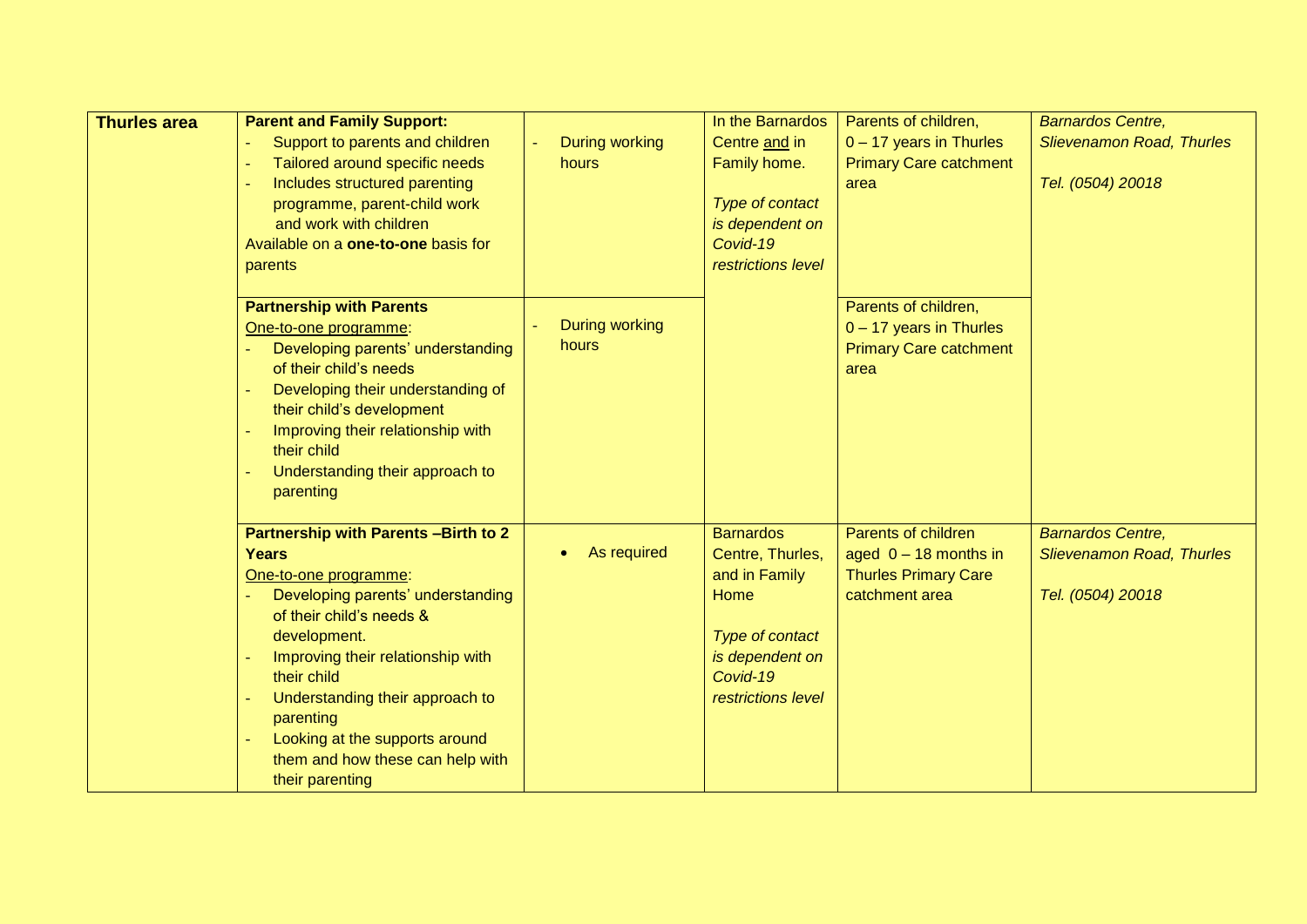| | | | | | |
|---|---|---|---|---|---|
| **Thurles area** | **Parent and Family Support:**<br>- Support to parents and children<br>- Tailored around specific needs<br>- Includes structured parenting programme, parent-child work and work with children<br>Available on a **one-to-one** basis for parents | - During working hours | In the Barnardos Centre and in Family home.<br><br>*Type of contact is dependent on Covid-19 restrictions level* | Parents of children, 0 – 17 years in Thurles Primary Care catchment area | *Barnardos Centre, Slievenamon Road, Thurles*<br><br>*Tel. (0504) 20018* |
| | **Partnership with Parents**<br>One-to-one programme:<br>- Developing parents' understanding of their child's needs<br>- Developing their understanding of their child's development<br>- Improving their relationship with their child<br>- Understanding their approach to parenting | - During working hours | | Parents of children, 0 – 17 years in Thurles Primary Care catchment area | |
| | **Partnership with Parents –Birth to 2 Years**<br>One-to-one programme:<br>- Developing parents' understanding of their child's needs & development.<br>- Improving their relationship with their child<br>- Understanding their approach to parenting<br>- Looking at the supports around them and how these can help with their parenting | • As required | Barnardos Centre, Thurles, and in Family Home<br><br>*Type of contact is dependent on Covid-19 restrictions level* | Parents of children aged 0 – 18 months in Thurles Primary Care catchment area | *Barnardos Centre, Slievenamon Road, Thurles*<br><br>*Tel. (0504) 20018* |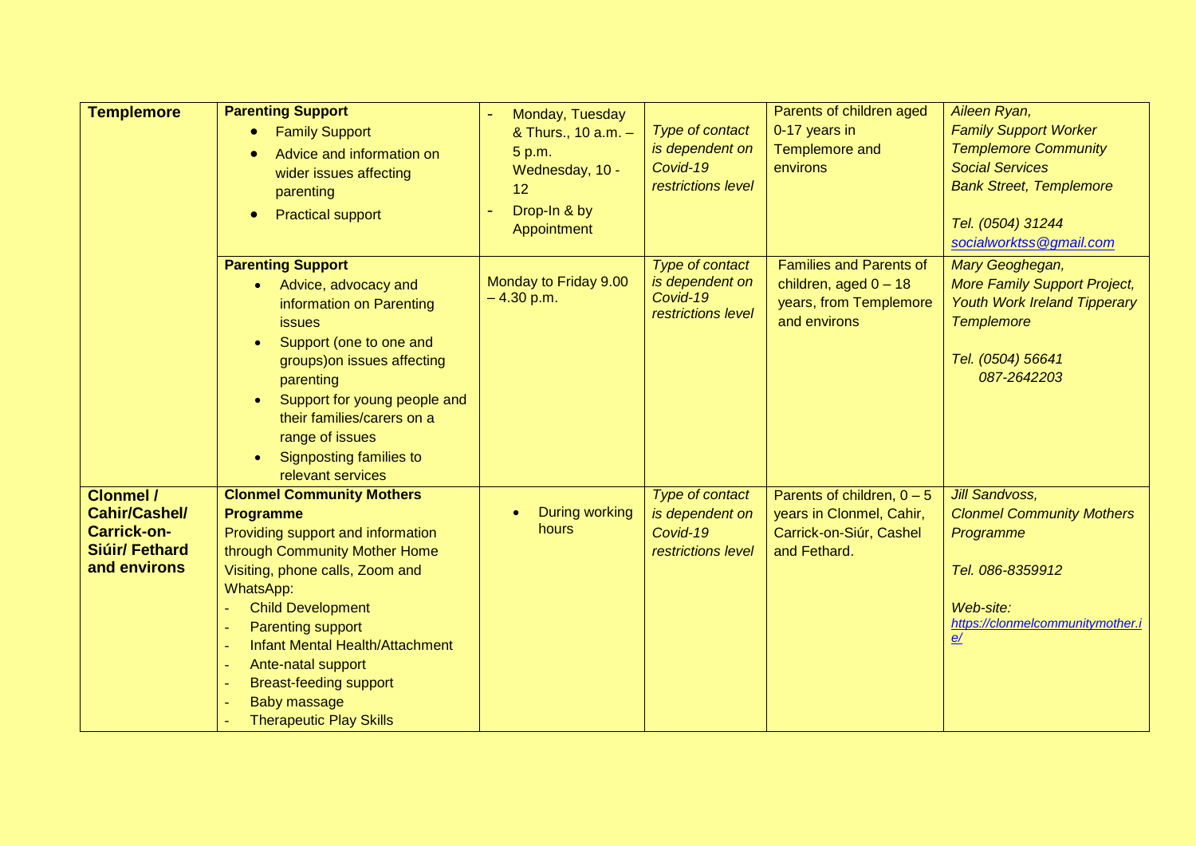| | | | | | |
|---|---|---|---|---|---|
| **Templemore** | **Parenting Support**<br>• Family Support<br>• Advice and information on wider issues affecting parenting<br>• Practical support | - Monday, Tuesday & Thurs., 10 a.m. – 5 p.m. Wednesday, 10 - 12<br>- Drop-In & by Appointment | *Type of contact is dependent on Covid-19 restrictions level* | Parents of children aged 0-17 years in Templemore and environs | *Aileen Ryan,*<br>*Family Support Worker*<br>*Templemore Community Social Services*<br>*Bank Street, Templemore*<br><br>*Tel. (0504) 31244*<br>*socialworktss@gmail.com* |
| | **Parenting Support**<br>• Advice, advocacy and information on Parenting issues<br>• Support (one to one and groups)on issues affecting parenting<br>• Support for young people and their families/carers on a range of issues<br>• Signposting families to relevant services | Monday to Friday 9.00 – 4.30 p.m. | *Type of contact is dependent on Covid-19 restrictions level* | Families and Parents of children, aged 0 – 18 years, from Templemore and environs | *Mary Geoghegan,*<br>*More Family Support Project, Youth Work Ireland Tipperary Templemore*<br><br>*Tel. (0504) 56641*<br>*087-2642203* |
| **Clonmel / Cahir/Cashel/ Carrick-on-Siúir/ Fethard and environs** | **Clonmel Community Mothers Programme**<br>Providing support and information through Community Mother Home Visiting, phone calls, Zoom and WhatsApp:<br>- Child Development<br>- Parenting support<br>- Infant Mental Health/Attachment<br>- Ante-natal support<br>- Breast-feeding support<br>- Baby massage<br>- Therapeutic Play Skills | • During working hours | *Type of contact is dependent on Covid-19 restrictions level* | Parents of children, 0 – 5 years in Clonmel, Cahir, Carrick-on-Siúr, Cashel and Fethard. | *Jill Sandvoss,*<br>*Clonmel Community Mothers Programme*<br><br>*Tel. 086-8359912*<br><br>*Web-site:*<br>*https://clonmelcommunitymother.ie/* |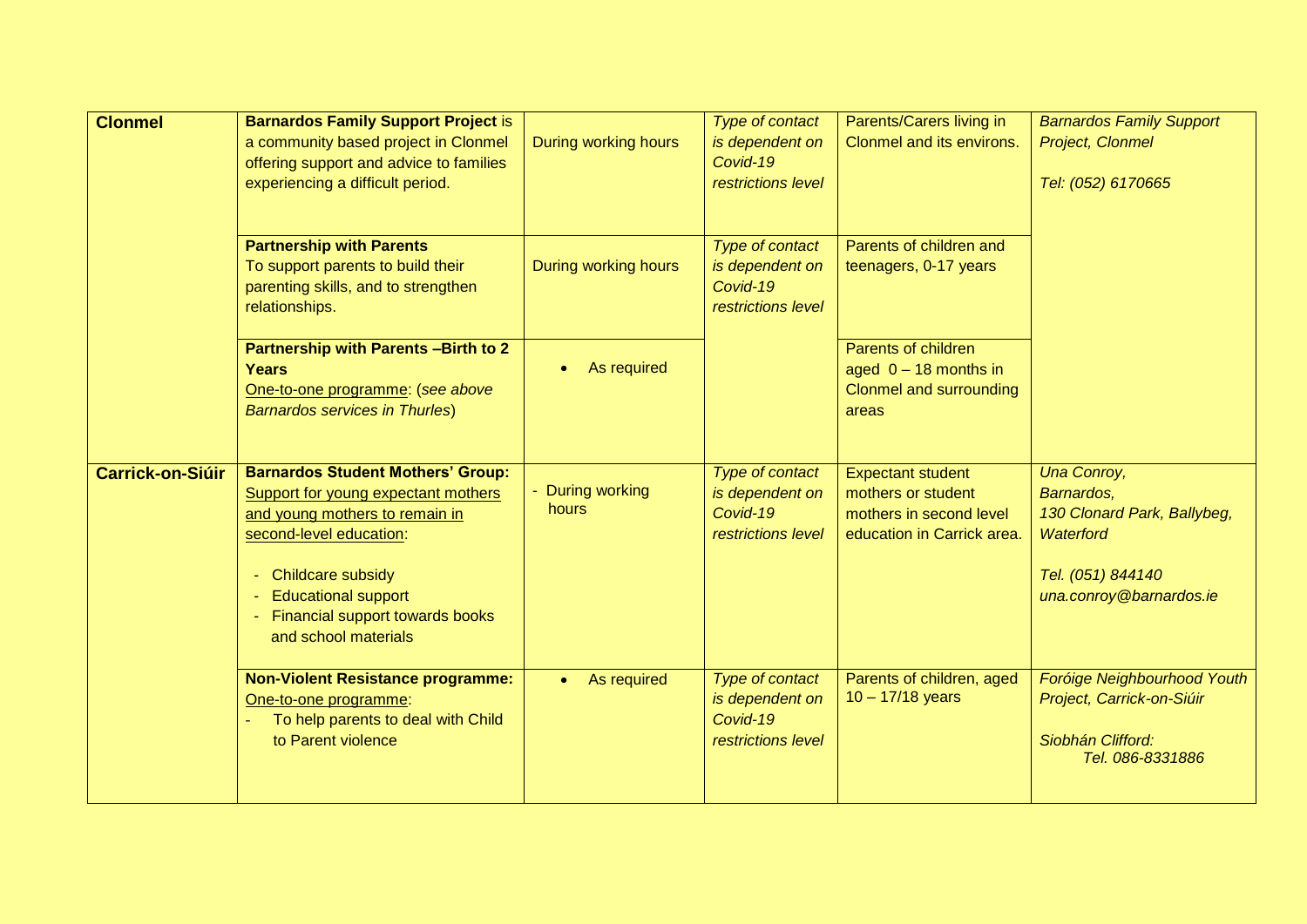| | | | | | |
|---|---|---|---|---|---|
| **Clonmel** | **Barnardos Family Support Project** is a community based project in Clonmel offering support and advice to families experiencing a difficult period. | During working hours | *Type of contact is dependent on Covid-19 restrictions level* | Parents/Carers living in Clonmel and its environs. | *Barnardos Family Support Project, Clonmel*<br><br>*Tel: (052) 6170665* |
| | **Partnership with Parents**<br>To support parents to build their parenting skills, and to strengthen relationships. | During working hours | *Type of contact is dependent on Covid-19 restrictions level* | Parents of children and teenagers, 0-17 years | |
| | **Partnership with Parents –Birth to 2 Years**<br>One-to-one programme: (*see above Barnardos services in Thurles*) | • As required | | Parents of children aged 0 – 18 months in Clonmel and surrounding areas | |
| **Carrick-on-Siúir** | **Barnardos Student Mothers' Group:**<br>Support for young expectant mothers and young mothers to remain in second-level education:<br>- Childcare subsidy<br>- Educational support<br>- Financial support towards books and school materials | - During working hours | *Type of contact is dependent on Covid-19 restrictions level* | Expectant student mothers or student mothers in second level education in Carrick area. | *Una Conroy,*<br>*Barnardos,*<br>*130 Clonard Park, Ballybeg, Waterford*<br><br>*Tel. (051) 844140*<br>*una.conroy@barnardos.ie* |
| | **Non-Violent Resistance programme:**<br>One-to-one programme:<br>- To help parents to deal with Child to Parent violence | • As required | *Type of contact is dependent on Covid-19 restrictions level* | Parents of children, aged 10 – 17/18 years | *Foróige Neighbourhood Youth Project, Carrick-on-Siúir*<br><br>*Siobhán Clifford:*<br>*Tel. 086-8331886* |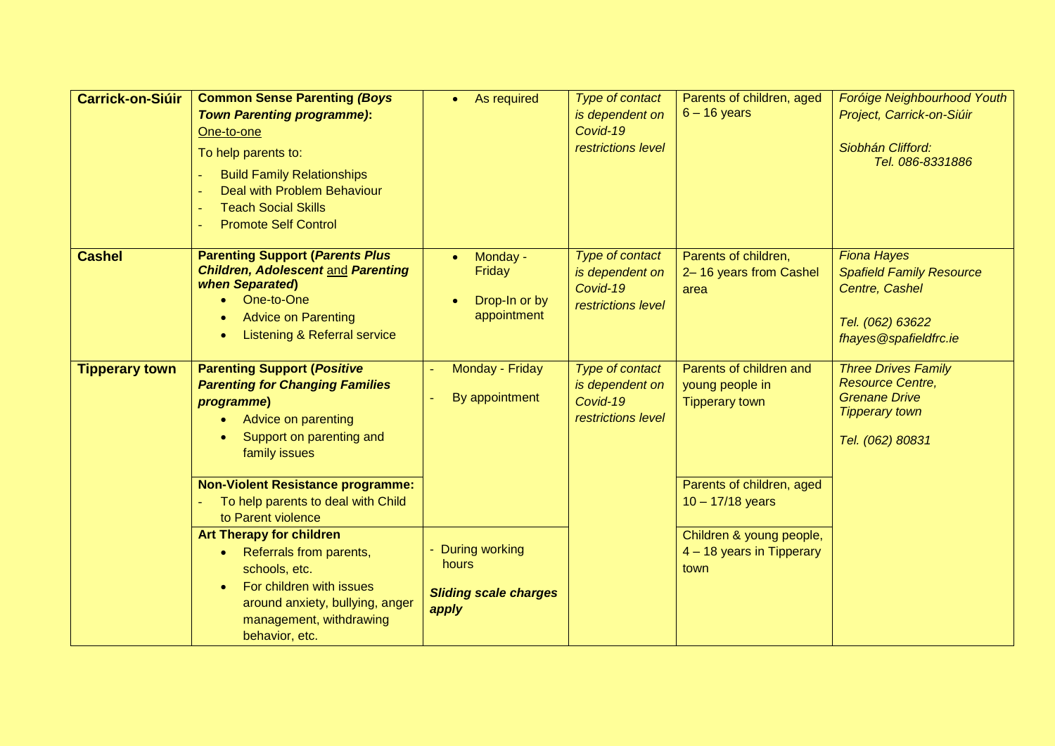| | | | | | |
|---|---|---|---|---|---|
| **Carrick-on-Siúir** | **Common Sense Parenting *(Boys Town Parenting programme)*:**<br>One-to-one<br>To help parents to:<br>- Build Family Relationships<br>- Deal with Problem Behaviour<br>- Teach Social Skills<br>- Promote Self Control | • As required | *Type of contact is dependent on Covid-19 restrictions level* | Parents of children, aged 6 – 16 years | *Foróige Neighbourhood Youth Project, Carrick-on-Siúir*<br><br>*Siobhán Clifford: Tel. 086-8331886* |
| **Cashel** | **Parenting Support (*Parents Plus Children, Adolescent* and *Parenting when Separated*)**<br>• One-to-One<br>• Advice on Parenting<br>• Listening & Referral service | • Monday - Friday<br>• Drop-In or by appointment | *Type of contact is dependent on Covid-19 restrictions level* | Parents of children, 2– 16 years from Cashel area | *Fiona Hayes*<br>*Spafield Family Resource Centre, Cashel*<br><br>*Tel. (062) 63622*<br>*fhayes@spafieldfrc.ie* |
| **Tipperary town** | **Parenting Support (*Positive Parenting for Changing Families programme*)**<br>• Advice on parenting<br>• Support on parenting and family issues | - Monday - Friday<br>- By appointment | *Type of contact is dependent on Covid-19 restrictions level* | Parents of children and young people in Tipperary town | *Three Drives Family Resource Centre, Grenane Drive Tipperary town*<br><br>*Tel. (062) 80831* |
| | **Non-Violent Resistance programme:**<br>- To help parents to deal with Child to Parent violence | | | Parents of children, aged 10 – 17/18 years | |
| | **Art Therapy for children**<br>• Referrals from parents, schools, etc.<br>• For children with issues around anxiety, bullying, anger management, withdrawing behavior, etc. | - During working hours<br><br>***Sliding scale charges apply*** | | Children & young people, 4 – 18 years in Tipperary town | |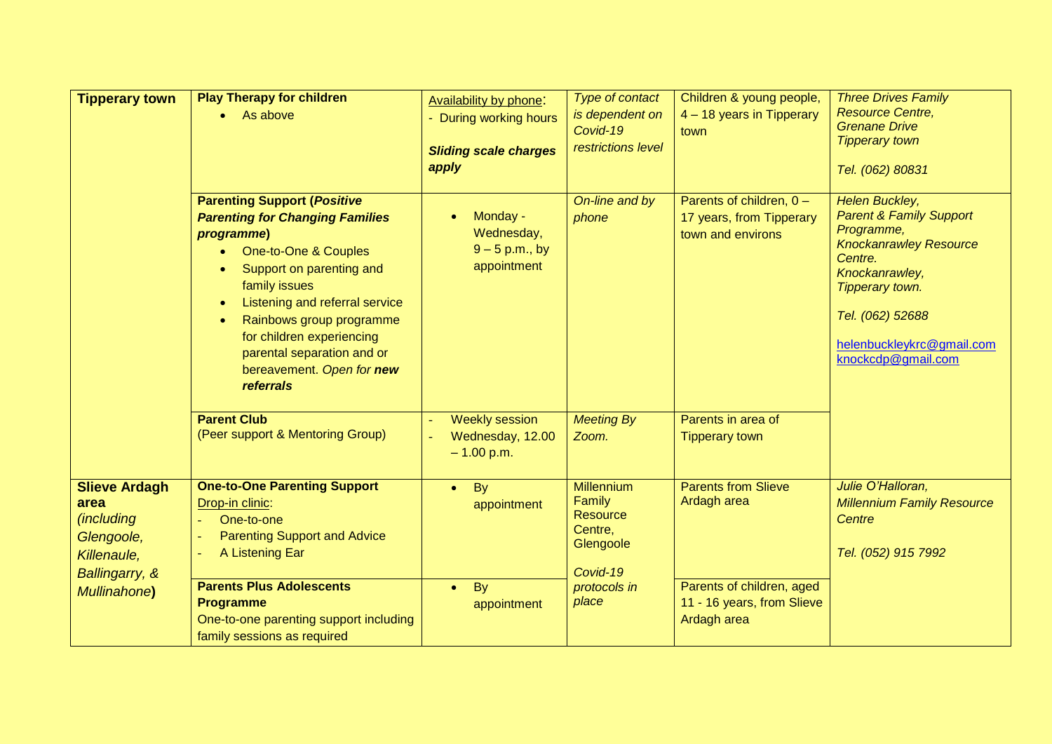| | | | | | |
|---|---|---|---|---|---|
| **Tipperary town** | **Play Therapy for children**<br>• As above | Availability by phone:<br>- During working hours<br><br>***Sliding scale charges apply*** | *Type of contact is dependent on Covid-19 restrictions level* | Children & young people, 4 – 18 years in Tipperary town | *Three Drives Family Resource Centre, Grenane Drive Tipperary town*<br><br>*Tel. (062) 80831* |
| | **Parenting Support (*Positive Parenting for Changing Families programme*)**<br>• One-to-One & Couples<br>• Support on parenting and family issues<br>• Listening and referral service<br>• Rainbows group programme for children experiencing parental separation and or bereavement. *Open for **new referrals*** | • Monday - Wednesday, 9 – 5 p.m., by appointment | *On-line and by phone* | Parents of children, 0 – 17 years, from Tipperary town and environs | *Helen Buckley, Parent & Family Support Programme, Knockanrawley Resource Centre. Knockanrawley, Tipperary town.*<br><br>*Tel. (062) 52688*<br><br>helenbuckleykrc@gmail.com<br>knockcdp@gmail.com |
| | **Parent Club**<br>(Peer support & Mentoring Group) | - Weekly session<br>- Wednesday, 12.00 – 1.00 p.m. | *Meeting By Zoom.* | Parents in area of Tipperary town | |
| **Slieve Ardagh area** *(including Glengoole, Killenaule, Ballingarry, & Mullinahone)* | **One-to-One Parenting Support**<br>Drop-in clinic:<br>- One-to-one<br>- Parenting Support and Advice<br>- A Listening Ear | • By appointment | Millennium Family Resource Centre, Glengoole<br><br>*Covid-19 protocols in place* | Parents from Slieve Ardagh area | *Julie O'Halloran, Millennium Family Resource Centre*<br><br>*Tel. (052) 915 7992* |
| | **Parents Plus Adolescents Programme**<br>One-to-one parenting support including family sessions as required | • By appointment | | Parents of children, aged 11 - 16 years, from Slieve Ardagh area | |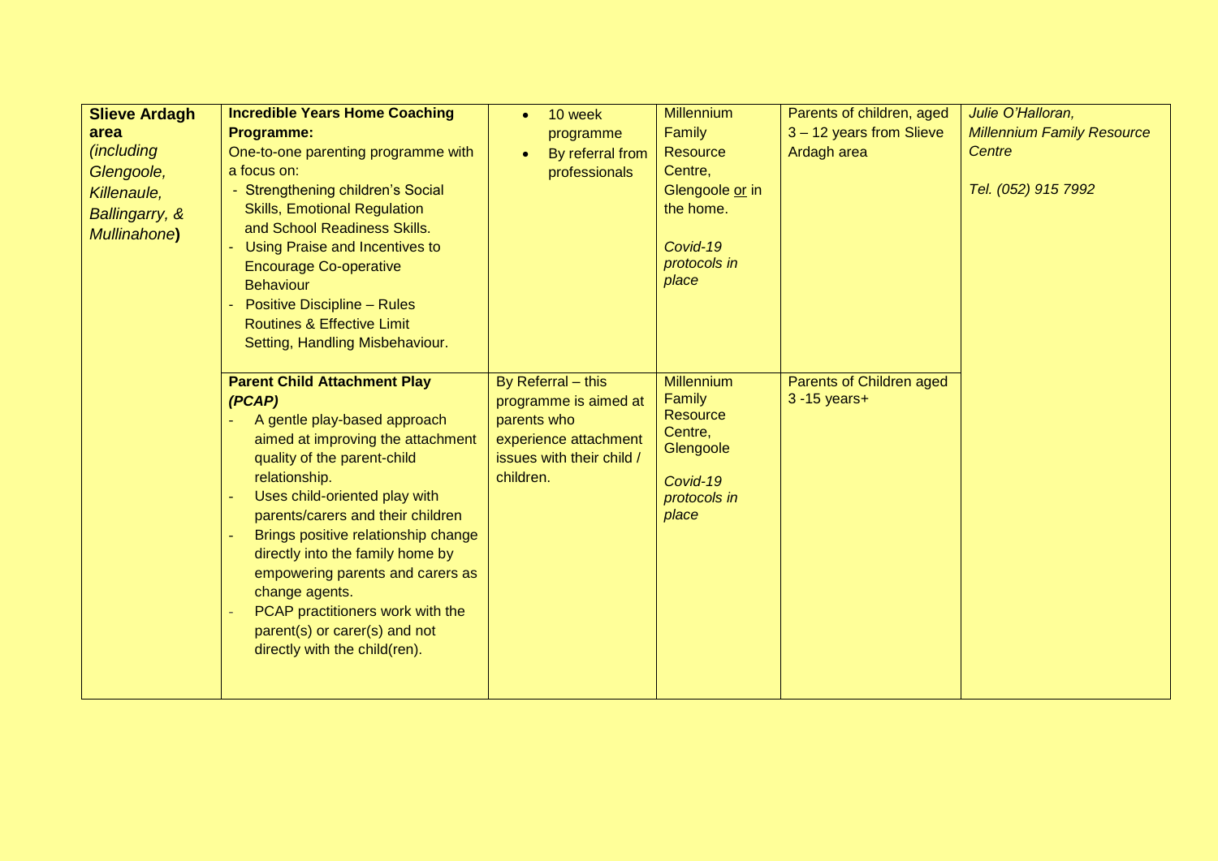| | | | | | |
|---|---|---|---|---|---|
| **Slieve Ardagh area** *(including Glengoole, Killenaule, Ballingarry, & Mullinahone***)** | **Incredible Years Home Coaching Programme:**<br>One-to-one parenting programme with a focus on:<br>- Strengthening children's Social Skills, Emotional Regulation and School Readiness Skills.<br>- Using Praise and Incentives to Encourage Co-operative Behaviour<br>- Positive Discipline – Rules Routines & Effective Limit Setting, Handling Misbehaviour. | • 10 week programme<br>• By referral from professionals | Millennium Family Resource Centre, Glengoole or in the home.<br><br>*Covid-19 protocols in place* | Parents of children, aged 3 – 12 years from Slieve Ardagh area | *Julie O'Halloran, Millennium Family Resource Centre*<br><br>*Tel. (052) 915 7992* |
| | **Parent Child Attachment Play *(PCAP)***<br>- A gentle play-based approach aimed at improving the attachment quality of the parent-child relationship.<br>- Uses child-oriented play with parents/carers and their children<br>- Brings positive relationship change directly into the family home by empowering parents and carers as change agents.<br>- PCAP practitioners work with the parent(s) or carer(s) and not directly with the child(ren). | By Referral – this programme is aimed at parents who experience attachment issues with their child / children. | Millennium Family Resource Centre, Glengoole<br><br>*Covid-19 protocols in place* | Parents of Children aged 3 -15 years+ | |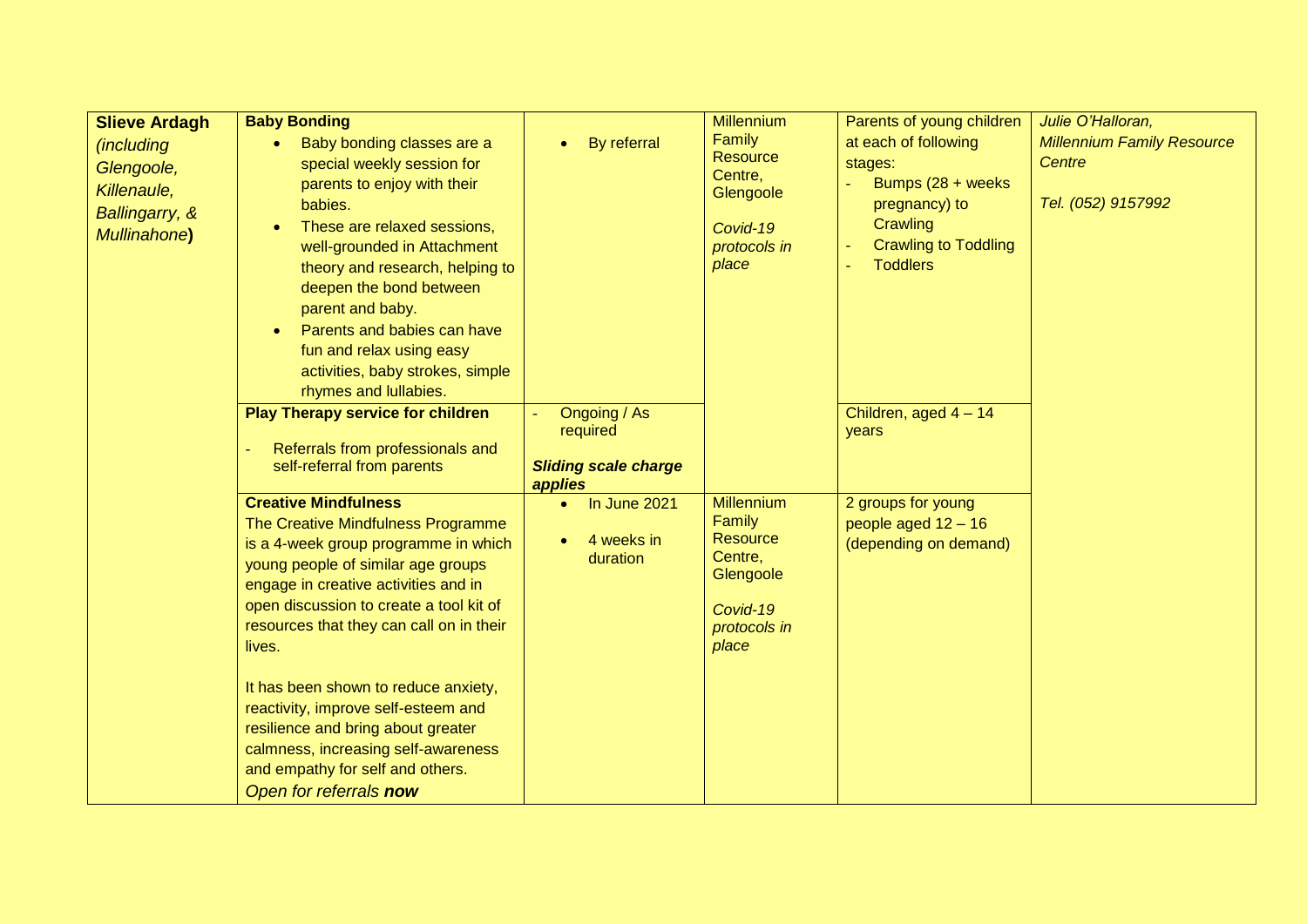| | | | | | |
|---|---|---|---|---|---|
| **Slieve Ardagh** *(including Glengoole, Killenaule, Ballingarry, & Mullinahone***)** | **Baby Bonding**<br>• Baby bonding classes are a special weekly session for parents to enjoy with their babies.<br>• These are relaxed sessions, well-grounded in Attachment theory and research, helping to deepen the bond between parent and baby.<br>• Parents and babies can have fun and relax using easy activities, baby strokes, simple rhymes and lullabies. | • By referral | Millennium Family Resource Centre, Glengoole<br><br>*Covid-19 protocols in place* | Parents of young children at each of following stages:<br>- Bumps (28 + weeks pregnancy) to Crawling<br>- Crawling to Toddling<br>- Toddlers | *Julie O'Halloran, Millennium Family Resource Centre*<br><br>*Tel. (052) 9157992* |
| | **Play Therapy service for children**<br>- Referrals from professionals and self-referral from parents | - Ongoing / As required<br><br>***Sliding scale charge applies*** | | Children, aged 4 – 14 years | |
| | **Creative Mindfulness**<br>The Creative Mindfulness Programme is a 4-week group programme in which young people of similar age groups engage in creative activities and in open discussion to create a tool kit of resources that they can call on in their lives.<br><br>It has been shown to reduce anxiety, reactivity, improve self-esteem and resilience and bring about greater calmness, increasing self-awareness and empathy for self and others.<br>*Open for referrals **now*** | • In June 2021<br>• 4 weeks in duration | Millennium Family Resource Centre, Glengoole<br><br>*Covid-19 protocols in place* | 2 groups for young people aged 12 – 16 (depending on demand) | |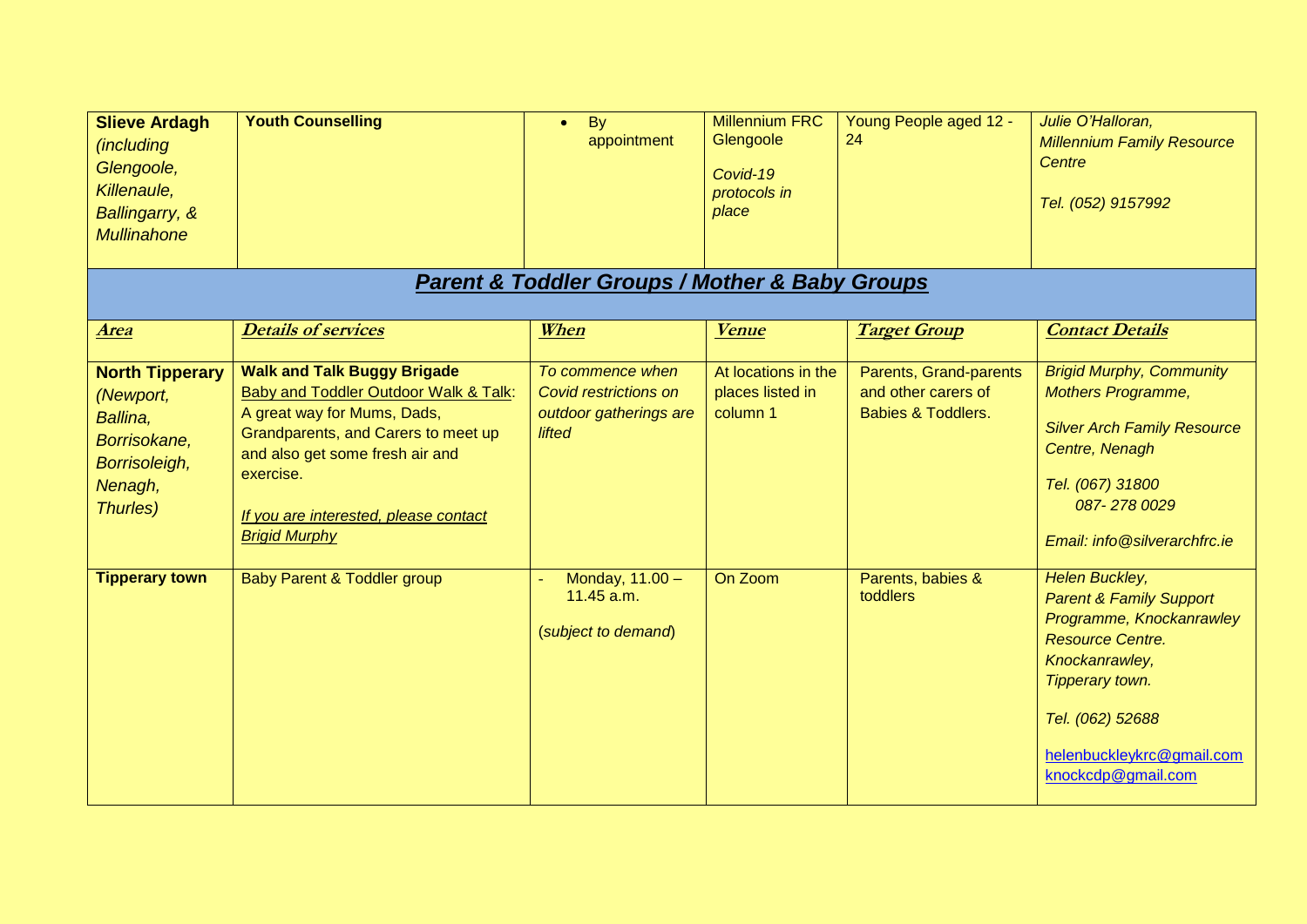| | | | | | |
|---|---|---|---|---|---|
| **Slieve Ardagh** *(including Glengoole, Killenaule, Ballingarry, & Mullinahone* | **Youth Counselling** | • By appointment | Millennium FRC Glengoole<br><br>*Covid-19 protocols in place* | Young People aged 12 - 24 | *Julie O'Halloran, Millennium Family Resource Centre*<br><br>*Tel. (052) 9157992* |

## ***Parent & Toddler Groups / Mother & Baby Groups***

| ***Area*** | ***Details of services*** | ***When*** | ***Venue*** | ***Target Group*** | ***Contact Details*** |
|---|---|---|---|---|---|
| **North Tipperary** *(Newport, Ballina, Borrisokane, Borrisoleigh, Nenagh, Thurles)* | **Walk and Talk Buggy Brigade**<br>Baby and Toddler Outdoor Walk & Talk: A great way for Mums, Dads, Grandparents, and Carers to meet up and also get some fresh air and exercise.<br><br>*If you are interested, please contact Brigid Murphy* | *To commence when Covid restrictions on outdoor gatherings are lifted* | At locations in the places listed in column 1 | Parents, Grand-parents and other carers of Babies & Toddlers. | *Brigid Murphy, Community Mothers Programme,*<br><br>*Silver Arch Family Resource Centre, Nenagh*<br><br>*Tel. (067) 31800*<br>*087- 278 0029*<br><br>*Email: info@silverarchfrc.ie* |
| **Tipperary town** | Baby Parent & Toddler group | - Monday, 11.00 – 11.45 a.m.<br><br>(*subject to demand*) | On Zoom | Parents, babies & toddlers | *Helen Buckley, Parent & Family Support Programme, Knockanrawley Resource Centre. Knockanrawley, Tipperary town.*<br><br>*Tel. (062) 52688*<br><br>helenbuckleykrc@gmail.com<br>knockcdp@gmail.com |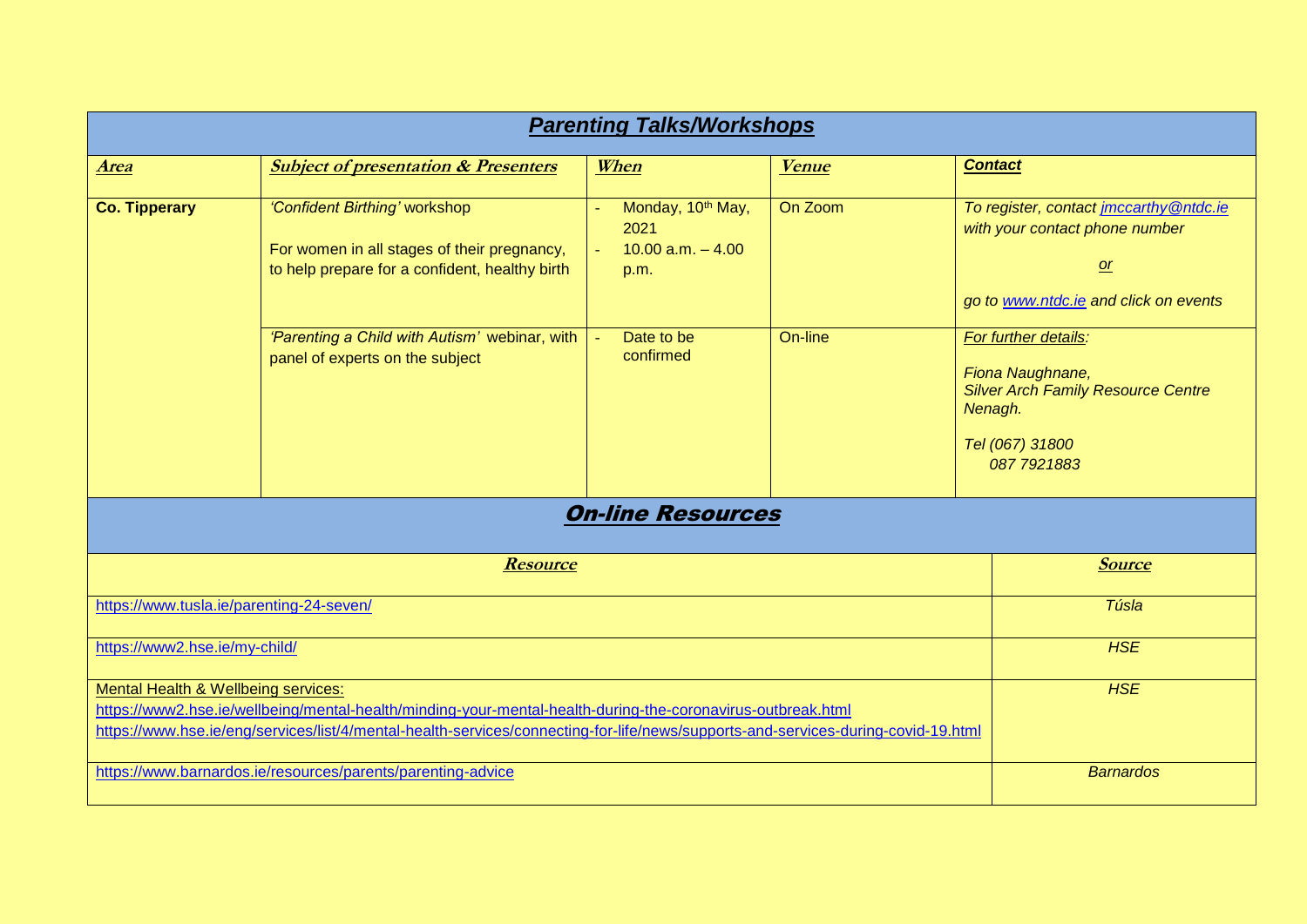## *Parenting Talks/Workshops*

| ***Area*** | ***Subject of presentation & Presenters*** | ***When*** | ***Venue*** | ***Contact*** |
|---|---|---|---|---|
| **Co. Tipperary** | *'Confident Birthing'* workshop<br><br>For women in all stages of their pregnancy, to help prepare for a confident, healthy birth | - Monday, 10th May, 2021<br>- 10.00 a.m. – 4.00 p.m. | On Zoom | *To register, contact jmccarthy@ntdc.ie with your contact phone number*<br><br>*or*<br><br>*go to www.ntdc.ie and click on events* |
| | *'Parenting a Child with Autism'* webinar, with panel of experts on the subject | - Date to be confirmed | On-line | *For further details:*<br><br>*Fiona Naughnane,*<br>*Silver Arch Family Resource Centre Nenagh.*<br><br>*Tel (067) 31800*<br>*087 7921883* |

## *On-line Resources*

| ***Resource*** | ***Source*** |
|---|---|
| https://www.tusla.ie/parenting-24-seven/ | *Túsla* |
| https://www2.hse.ie/my-child/ | *HSE* |
| Mental Health & Wellbeing services:<br>https://www2.hse.ie/wellbeing/mental-health/minding-your-mental-health-during-the-coronavirus-outbreak.html<br>https://www.hse.ie/eng/services/list/4/mental-health-services/connecting-for-life/news/supports-and-services-during-covid-19.html | *HSE* |
| https://www.barnardos.ie/resources/parents/parenting-advice | *Barnardos* |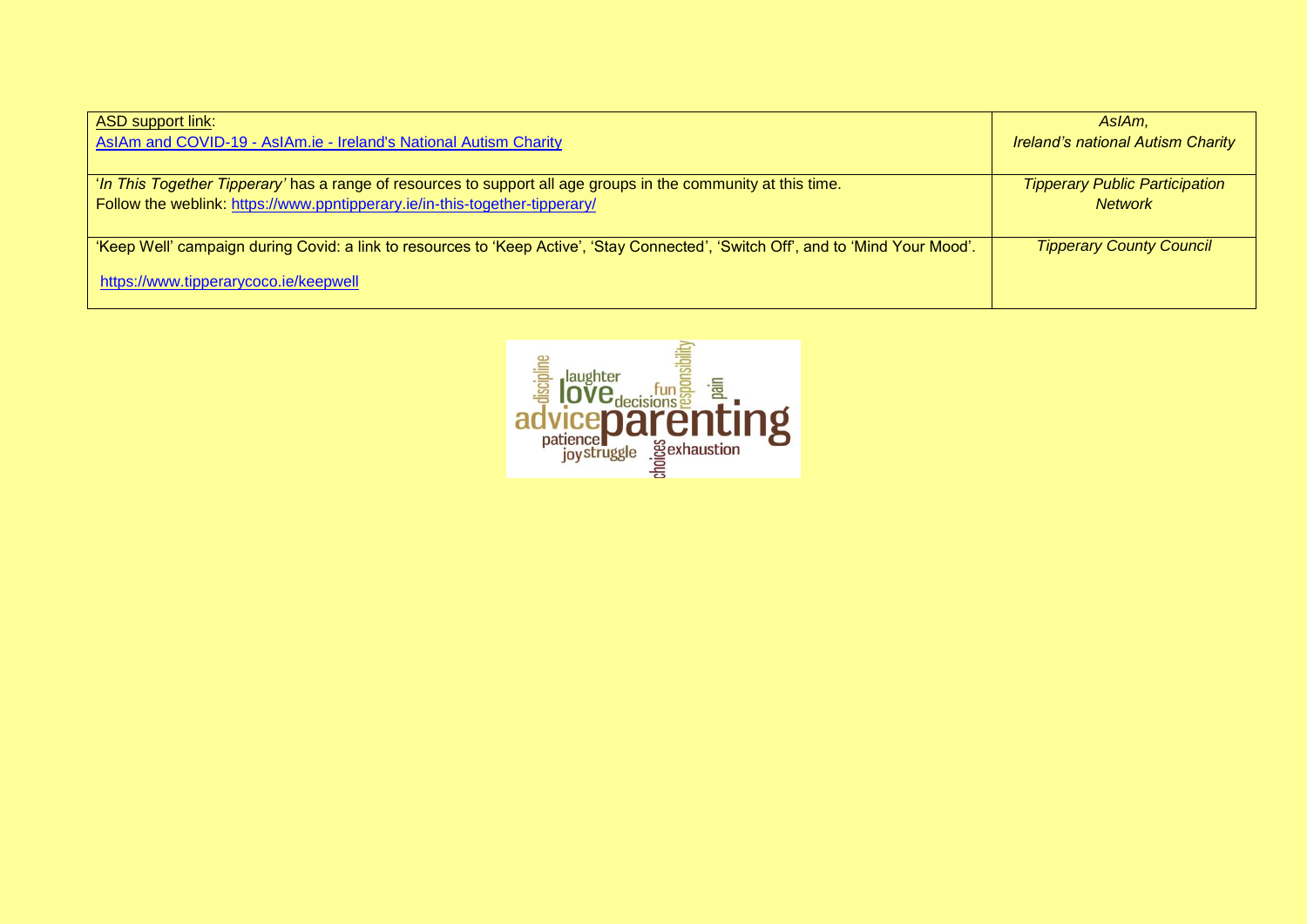| | |
|---|---|
| ASD support link:<br>AsIAm and COVID-19 - AsIAm.ie - Ireland's National Autism Charity | *AsIAm,*<br>*Ireland's national Autism Charity* |
| '*In This Together Tipperary'* has a range of resources to support all age groups in the community at this time.<br>Follow the weblink: https://www.ppntipperary.ie/in-this-together-tipperary/ | *Tipperary Public Participation Network* |
| 'Keep Well' campaign during Covid: a link to resources to 'Keep Active', 'Stay Connected', 'Switch Off', and to 'Mind Your Mood'.<br>https://www.tipperarycoco.ie/keepwell | *Tipperary County Council* |